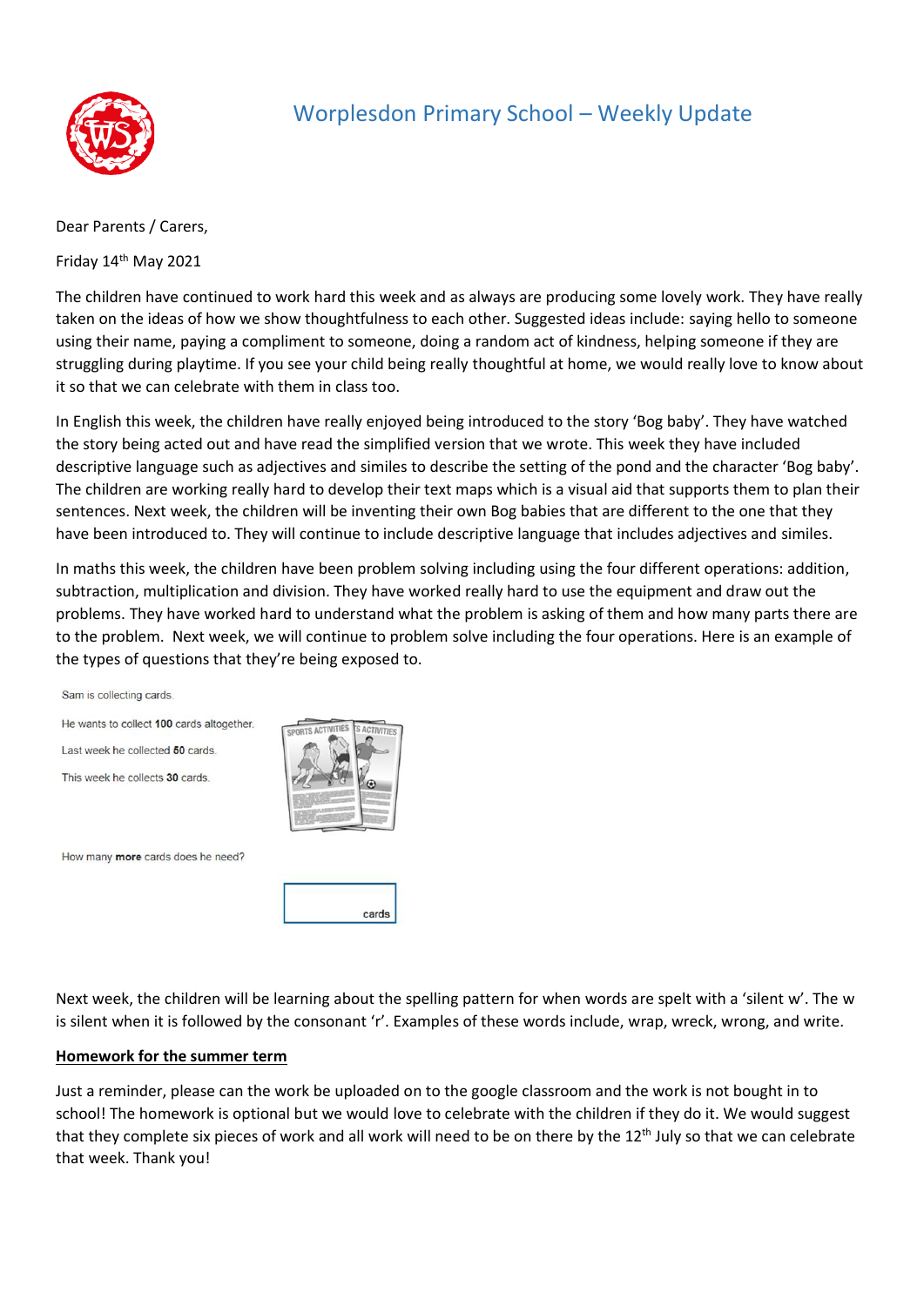# Worplesdon Primary School – Weekly Update

Dear Parents / Carers,

Friday 14th May 2021

The children have continued to work hard this week and as always are producing some lovely work. They have really taken on the ideas of how we show thoughtfulness to each other. Suggested ideas include: saying hello to someone using their name, paying a compliment to someone, doing a random act of kindness, helping someone if they are struggling during playtime. If you see your child being really thoughtful at home, we would really love to know about it so that we can celebrate with them in class too.

In English this week, the children have really enjoyed being introduced to the story 'Bog baby'. They have watched the story being acted out and have read the simplified version that we wrote. This week they have included descriptive language such as adjectives and similes to describe the setting of the pond and the character 'Bog baby'. The children are working really hard to develop their text maps which is a visual aid that supports them to plan their sentences. Next week, the children will be inventing their own Bog babies that are different to the one that they have been introduced to. They will continue to include descriptive language that includes adjectives and similes.

In maths this week, the children have been problem solving including using the four different operations: addition, subtraction, multiplication and division. They have worked really hard to use the equipment and draw out the problems. They have worked hard to understand what the problem is asking of them and how many parts there are to the problem. Next week, we will continue to problem solve including the four operations. Here is an example of the types of questions that they're being exposed to.

Sam is collecting cards.

He wants to collect **100** cards altogether.

Last week he collected **50** cards.

This week he collects **30** cards.

How many **more** cards does he need?

[ ] cards

Next week, the children will be learning about the spelling pattern for when words are spelt with a 'silent w'. The w is silent when it is followed by the consonant 'r'. Examples of these words include, wrap, wreck, wrong, and write.

**Homework for the summer term**

Just a reminder, please can the work be uploaded on to the google classroom and the work is not bought in to school! The homework is optional but we would love to celebrate with the children if they do it. We would suggest that they complete six pieces of work and all work will need to be on there by the 12th July so that we can celebrate that week. Thank you!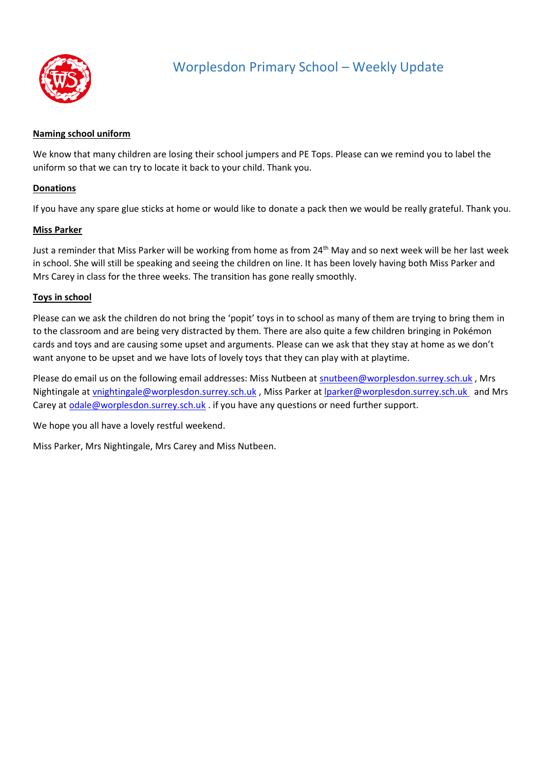# Worplesdon Primary School – Weekly Update

**Naming school uniform**

We know that many children are losing their school jumpers and PE Tops. Please can we remind you to label the uniform so that we can try to locate it back to your child. Thank you.

**Donations**

If you have any spare glue sticks at home or would like to donate a pack then we would be really grateful. Thank you.

**Miss Parker**

Just a reminder that Miss Parker will be working from home as from 24th May and so next week will be her last week in school. She will still be speaking and seeing the children on line. It has been lovely having both Miss Parker and Mrs Carey in class for the three weeks. The transition has gone really smoothly.

**Toys in school**

Please can we ask the children do not bring the 'popit' toys in to school as many of them are trying to bring them in to the classroom and are being very distracted by them. There are also quite a few children bringing in Pokémon cards and toys and are causing some upset and arguments. Please can we ask that they stay at home as we don't want anyone to be upset and we have lots of lovely toys that they can play with at playtime.

Please do email us on the following email addresses: Miss Nutbeen at snutbeen@worplesdon.surrey.sch.uk , Mrs Nightingale at vnightingale@worplesdon.surrey.sch.uk , Miss Parker at lparker@worplesdon.surrey.sch.uk and Mrs Carey at odale@worplesdon.surrey.sch.uk . if you have any questions or need further support.

We hope you all have a lovely restful weekend.

Miss Parker, Mrs Nightingale, Mrs Carey and Miss Nutbeen.